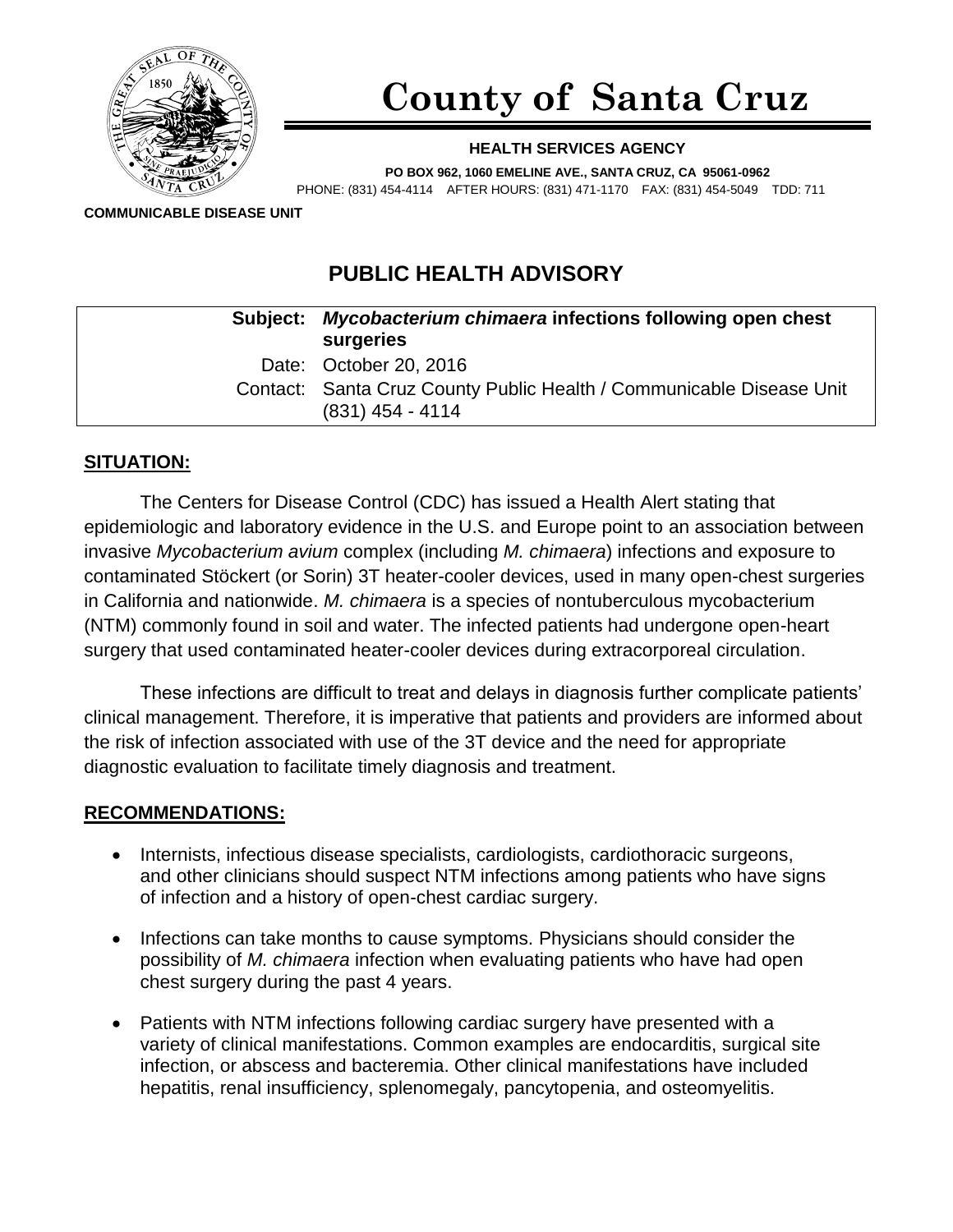# County of Santa Cruz

**HEALTH SERVICES AGENCY**

**PO BOX 962, 1060 EMELINE AVE., SANTA CRUZ, CA 95061-0962**

PHONE: (831) 454-4114 AFTER HOURS: (831) 471-1170 FAX: (831) 454-5049 TDD: 711

**COMMUNICABLE DISEASE UNIT**

## PUBLIC HEALTH ADVISORY

| | |
|---|---|
| **Subject:** | ***Mycobacterium chimaera* infections following open chest surgeries** |
| Date: | October 20, 2016 |
| Contact: | Santa Cruz County Public Health / Communicable Disease Unit (831) 454 - 4114 |

### SITUATION:

The Centers for Disease Control (CDC) has issued a Health Alert stating that epidemiologic and laboratory evidence in the U.S. and Europe point to an association between invasive *Mycobacterium avium* complex (including *M. chimaera*) infections and exposure to contaminated Stöckert (or Sorin) 3T heater-cooler devices, used in many open-chest surgeries in California and nationwide. *M. chimaera* is a species of nontuberculous mycobacterium (NTM) commonly found in soil and water. The infected patients had undergone open-heart surgery that used contaminated heater-cooler devices during extracorporeal circulation.

These infections are difficult to treat and delays in diagnosis further complicate patients' clinical management. Therefore, it is imperative that patients and providers are informed about the risk of infection associated with use of the 3T device and the need for appropriate diagnostic evaluation to facilitate timely diagnosis and treatment.

### RECOMMENDATIONS:

- Internists, infectious disease specialists, cardiologists, cardiothoracic surgeons, and other clinicians should suspect NTM infections among patients who have signs of infection and a history of open-chest cardiac surgery.
- Infections can take months to cause symptoms. Physicians should consider the possibility of *M. chimaera* infection when evaluating patients who have had open chest surgery during the past 4 years.
- Patients with NTM infections following cardiac surgery have presented with a variety of clinical manifestations. Common examples are endocarditis, surgical site infection, or abscess and bacteremia. Other clinical manifestations have included hepatitis, renal insufficiency, splenomegaly, pancytopenia, and osteomyelitis.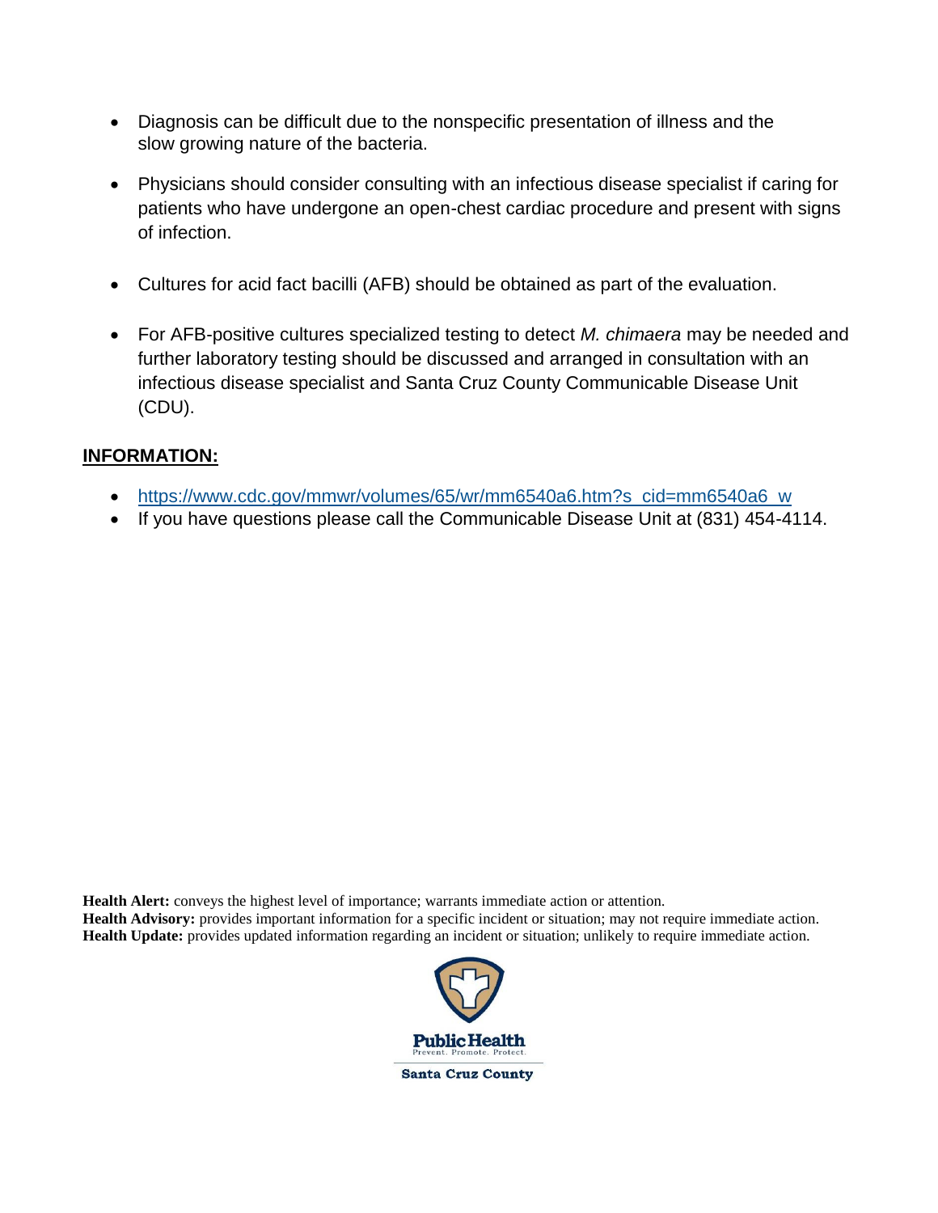- Diagnosis can be difficult due to the nonspecific presentation of illness and the slow growing nature of the bacteria.
- Physicians should consider consulting with an infectious disease specialist if caring for patients who have undergone an open-chest cardiac procedure and present with signs of infection.
- Cultures for acid fact bacilli (AFB) should be obtained as part of the evaluation.
- For AFB-positive cultures specialized testing to detect *M. chimaera* may be needed and further laboratory testing should be discussed and arranged in consultation with an infectious disease specialist and Santa Cruz County Communicable Disease Unit (CDU).

## INFORMATION:

- https://www.cdc.gov/mmwr/volumes/65/wr/mm6540a6.htm?s_cid=mm6540a6_w
- If you have questions please call the Communicable Disease Unit at (831) 454-4114.

**Health Alert:** conveys the highest level of importance; warrants immediate action or attention.
**Health Advisory:** provides important information for a specific incident or situation; may not require immediate action.
**Health Update:** provides updated information regarding an incident or situation; unlikely to require immediate action.

Public Health
Prevent. Promote. Protect.
Santa Cruz County